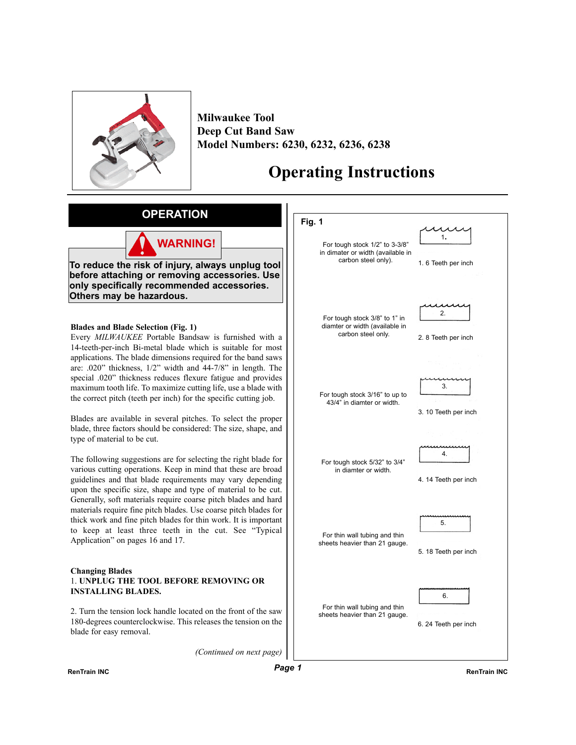# Milwaukee Tool
# Deep Cut Band Saw
# Model Numbers: 6230, 6232, 6236, 6238

# Operating Instructions

## OPERATION

**WARNING!**

**To reduce the risk of injury, always unplug tool before attaching or removing accessories. Use only specifically recommended accessories. Others may be hazardous.**

### Blades and Blade Selection (Fig. 1)

Every *MILWAUKEE* Portable Bandsaw is furnished with a 14-teeth-per-inch Bi-metal blade which is suitable for most applications. The blade dimensions required for the band saws are: .020" thickness, 1/2" width and 44-7/8" in length. The special .020" thickness reduces flexure fatigue and provides maximum tooth life. To maximize cutting life, use a blade with the correct pitch (teeth per inch) for the specific cutting job.

Blades are available in several pitches. To select the proper blade, three factors should be considered: The size, shape, and type of material to be cut.

The following suggestions are for selecting the right blade for various cutting operations. Keep in mind that these are broad guidelines and that blade requirements may vary depending upon the specific size, shape and type of material to be cut. Generally, soft materials require coarse pitch blades and hard materials require fine pitch blades. Use coarse pitch blades for thick work and fine pitch blades for thin work. It is important to keep at least three teeth in the cut. See "Typical Application" on pages 16 and 17.

### Changing Blades

1. **UNPLUG THE TOOL BEFORE REMOVING OR INSTALLING BLADES.**

2. Turn the tension lock handle located on the front of the saw 180-degrees counterclockwise. This releases the tension on the blade for easy removal.

*(Continued on next page)*

**Fig. 1**

| Application | Blade |
|---|---|
| For tough stock 1/2" to 3-3/8" in dimater or width (available in carbon steel only). | 1. 6 Teeth per inch |
| For tough stock 3/8" to 1" in diamter or width (available in carbon steel only. | 2. 8 Teeth per inch |
| For tough stock 3/16" to up to 43/4" in diamter or width. | 3. 10 Teeth per inch |
| For tough stock 5/32" to 3/4" in diamter or width. | 4. 14 Teeth per inch |
| For thin wall tubing and thin sheets heavier than 21 gauge. | 5. 18 Teeth per inch |
| For thin wall tubing and thin sheets heavier than 21 gauge. | 6. 24 Teeth per inch |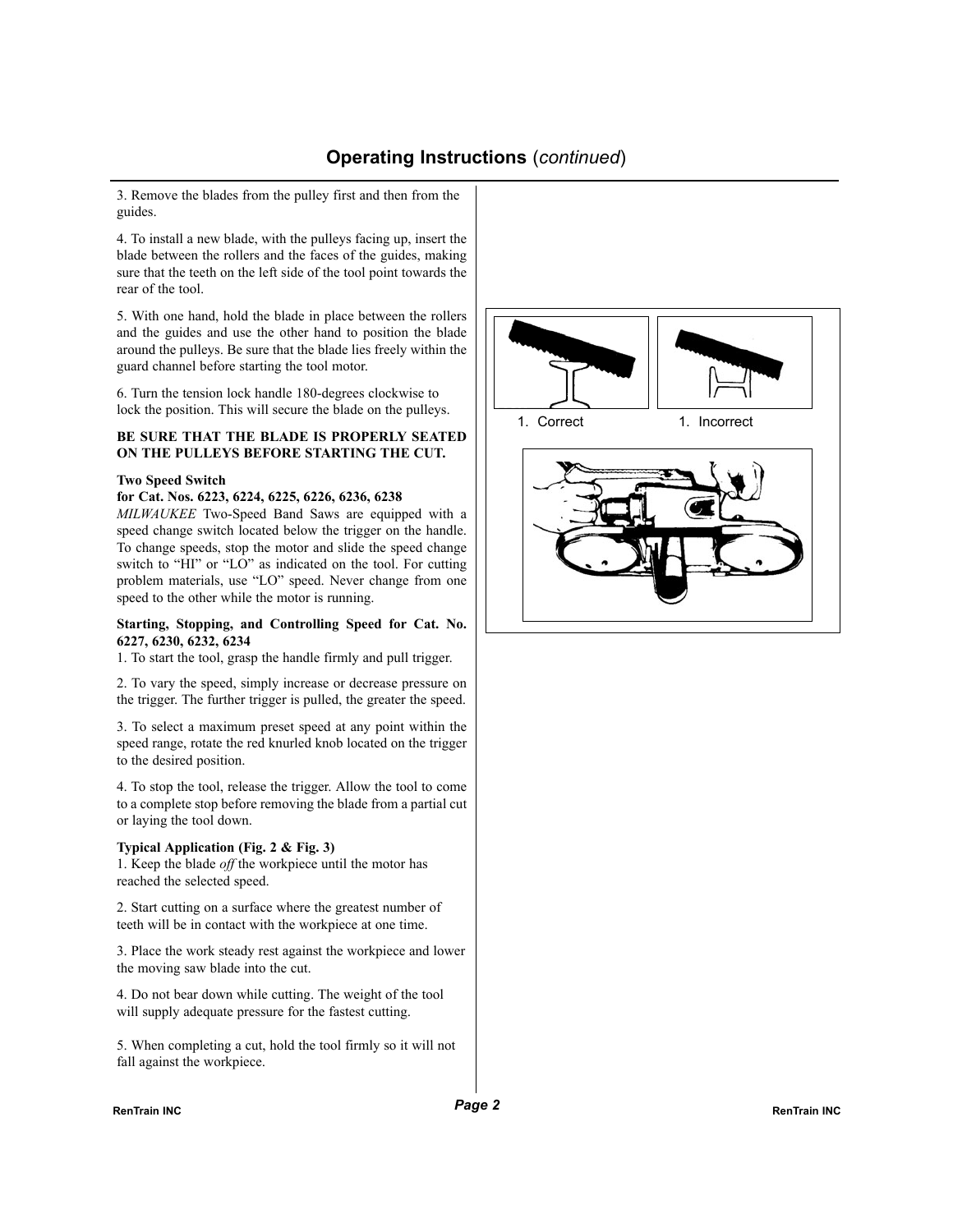## Operating Instructions (*continued*)

3. Remove the blades from the pulley first and then from the guides.

4. To install a new blade, with the pulleys facing up, insert the blade between the rollers and the faces of the guides, making sure that the teeth on the left side of the tool point towards the rear of the tool.

5. With one hand, hold the blade in place between the rollers and the guides and use the other hand to position the blade around the pulleys. Be sure that the blade lies freely within the guard channel before starting the tool motor.

6. Turn the tension lock handle 180-degrees clockwise to lock the position. This will secure the blade on the pulleys.

**BE SURE THAT THE BLADE IS PROPERLY SEATED ON THE PULLEYS BEFORE STARTING THE CUT.**

**Two Speed Switch**
**for Cat. Nos. 6223, 6224, 6225, 6226, 6236, 6238**
*MILWAUKEE* Two-Speed Band Saws are equipped with a speed change switch located below the trigger on the handle. To change speeds, stop the motor and slide the speed change switch to "HI" or "LO" as indicated on the tool. For cutting problem materials, use "LO" speed. Never change from one speed to the other while the motor is running.

**Starting, Stopping, and Controlling Speed for Cat. No. 6227, 6230, 6232, 6234**
1. To start the tool, grasp the handle firmly and pull trigger.

2. To vary the speed, simply increase or decrease pressure on the trigger. The further trigger is pulled, the greater the speed.

3. To select a maximum preset speed at any point within the speed range, rotate the red knurled knob located on the trigger to the desired position.

4. To stop the tool, release the trigger. Allow the tool to come to a complete stop before removing the blade from a partial cut or laying the tool down.

**Typical Application (Fig. 2 & Fig. 3)**
1. Keep the blade *off* the workpiece until the motor has reached the selected speed.

2. Start cutting on a surface where the greatest number of teeth will be in contact with the workpiece at one time.

3. Place the work steady rest against the workpiece and lower the moving saw blade into the cut.

4. Do not bear down while cutting. The weight of the tool will supply adequate pressure for the fastest cutting.

5. When completing a cut, hold the tool firmly so it will not fall against the workpiece.

1. Correct

1. Incorrect